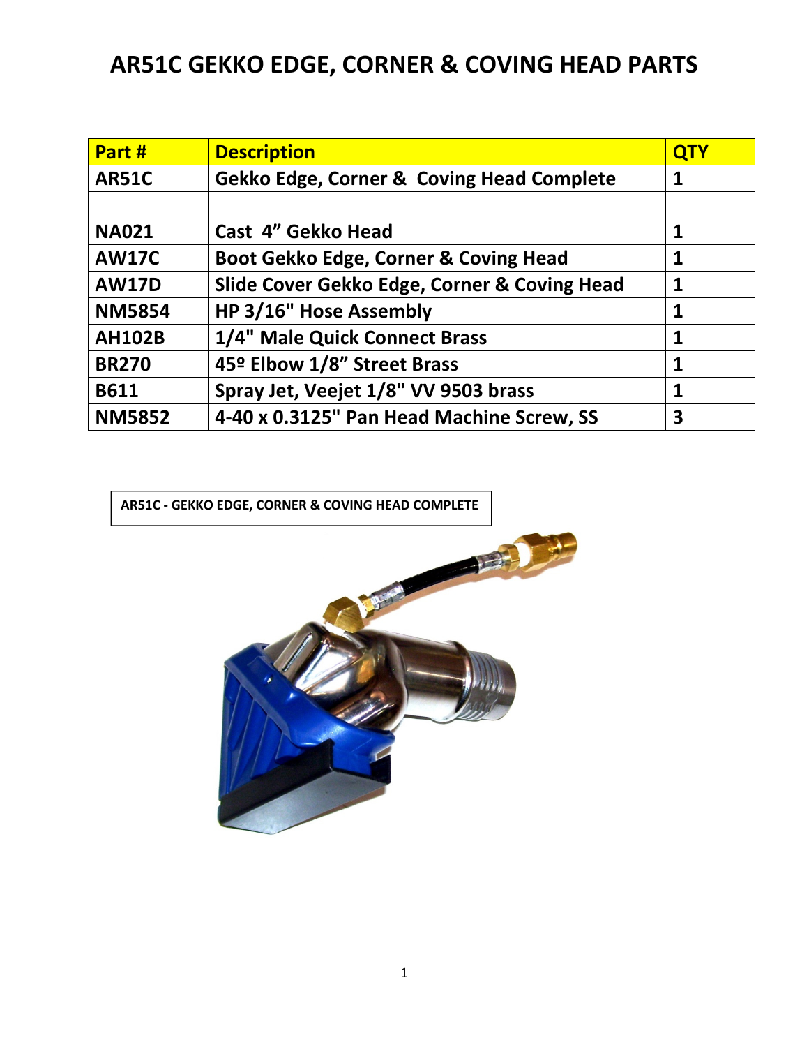# AR51C GEKKO EDGE, CORNER & COVING HEAD PARTS

| Part # | Description | QTY |
|---|---|---|
| AR51C | Gekko Edge, Corner & Coving Head Complete | 1 |
| | | |
| NA021 | Cast 4" Gekko Head | 1 |
| AW17C | Boot Gekko Edge, Corner & Coving Head | 1 |
| AW17D | Slide Cover Gekko Edge, Corner & Coving Head | 1 |
| NM5854 | HP 3/16" Hose Assembly | 1 |
| AH102B | 1/4" Male Quick Connect Brass | 1 |
| BR270 | 45º Elbow 1/8" Street Brass | 1 |
| B611 | Spray Jet, Veejet 1/8" VV 9503 brass | 1 |
| NM5852 | 4-40 x 0.3125" Pan Head Machine Screw, SS | 3 |

AR51C - GEKKO EDGE, CORNER & COVING HEAD COMPLETE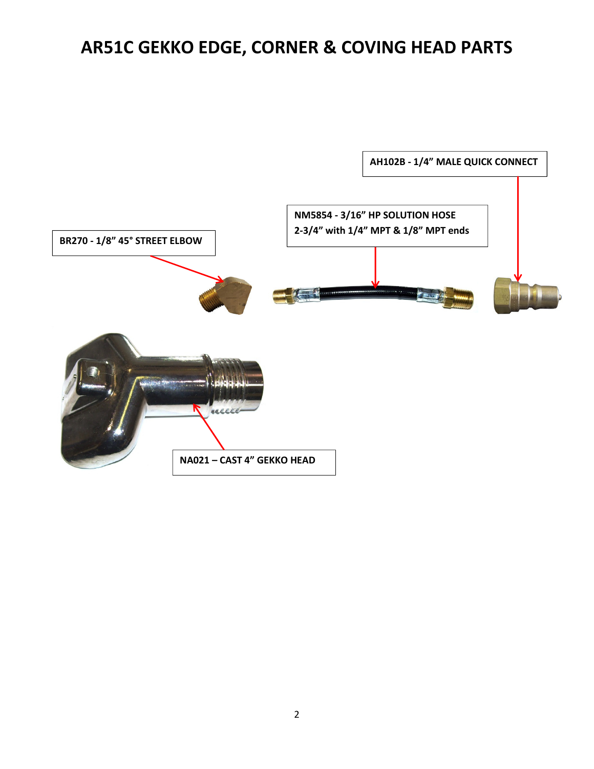# AR51C GEKKO EDGE, CORNER & COVING HEAD PARTS

**AH102B - 1/4" MALE QUICK CONNECT**

**NM5854 - 3/16" HP SOLUTION HOSE 2-3/4" with 1/4" MPT & 1/8" MPT ends**

**BR270 - 1/8" 45° STREET ELBOW**

**NA021 – CAST 4" GEKKO HEAD**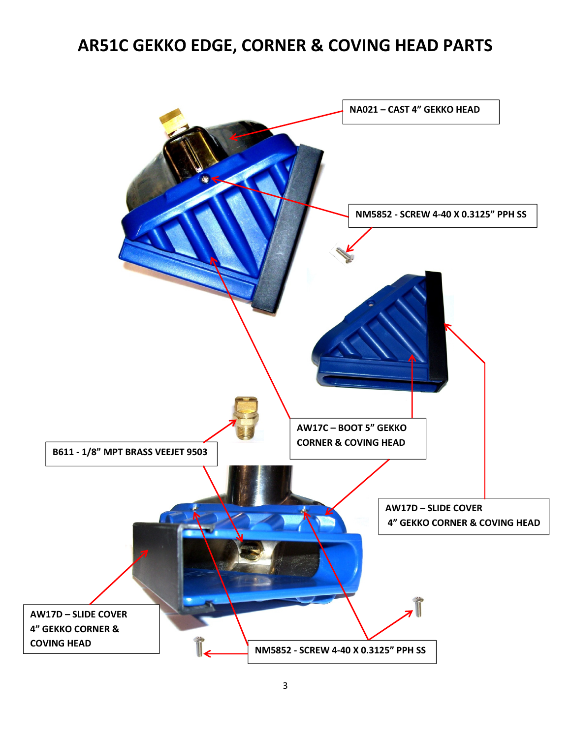# AR51C GEKKO EDGE, CORNER & COVING HEAD PARTS

NA021 – CAST 4" GEKKO HEAD

NM5852 - SCREW 4-40 X 0.3125" PPH SS

AW17C – BOOT 5" GEKKO CORNER & COVING HEAD

B611 - 1/8" MPT BRASS VEEJET 9503

AW17D – SLIDE COVER 4" GEKKO CORNER & COVING HEAD

AW17D – SLIDE COVER 4" GEKKO CORNER & COVING HEAD

NM5852 - SCREW 4-40 X 0.3125" PPH SS